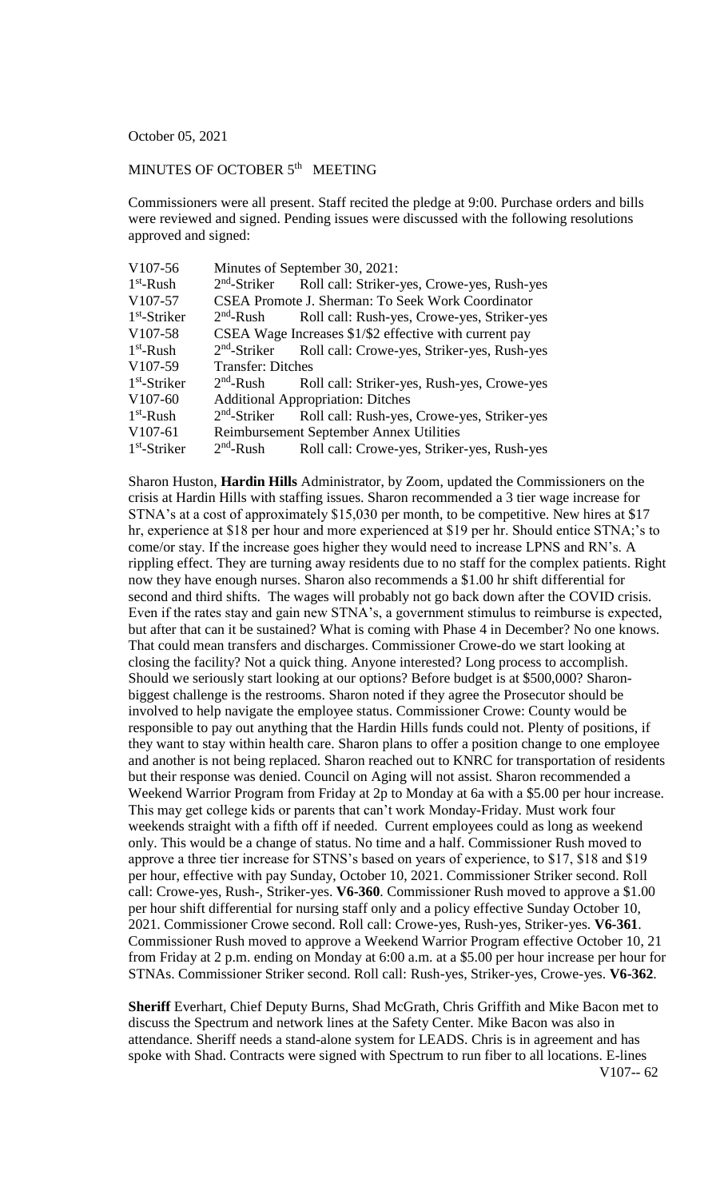October 05, 2021

MINUTES OF OCTOBER 5th MEETING

Commissioners were all present. Staff recited the pledge at 9:00. Purchase orders and bills were reviewed and signed. Pending issues were discussed with the following resolutions approved and signed:

| | | |
|---|---|---|
| V107-56 | Minutes of September 30, 2021: | |
| 1st-Rush | 2nd-Striker | Roll call: Striker-yes, Crowe-yes, Rush-yes |
| V107-57 | CSEA Promote J. Sherman: To Seek Work Coordinator | |
| 1st-Striker | 2nd-Rush | Roll call: Rush-yes, Crowe-yes, Striker-yes |
| V107-58 | CSEA Wage Increases $1/$2 effective with current pay | |
| 1st-Rush | 2nd-Striker | Roll call: Crowe-yes, Striker-yes, Rush-yes |
| V107-59 | Transfer: Ditches | |
| 1st-Striker | 2nd-Rush | Roll call: Striker-yes, Rush-yes, Crowe-yes |
| V107-60 | Additional Appropriation: Ditches | |
| 1st-Rush | 2nd-Striker | Roll call: Rush-yes, Crowe-yes, Striker-yes |
| V107-61 | Reimbursement September Annex Utilities | |
| 1st-Striker | 2nd-Rush | Roll call: Crowe-yes, Striker-yes, Rush-yes |

Sharon Huston, **Hardin Hills** Administrator, by Zoom, updated the Commissioners on the crisis at Hardin Hills with staffing issues. Sharon recommended a 3 tier wage increase for STNA's at a cost of approximately $15,030 per month, to be competitive. New hires at $17 hr, experience at $18 per hour and more experienced at $19 per hr. Should entice STNA;'s to come/or stay. If the increase goes higher they would need to increase LPNS and RN's. A rippling effect. They are turning away residents due to no staff for the complex patients. Right now they have enough nurses. Sharon also recommends a $1.00 hr shift differential for second and third shifts. The wages will probably not go back down after the COVID crisis. Even if the rates stay and gain new STNA's, a government stimulus to reimburse is expected, but after that can it be sustained? What is coming with Phase 4 in December? No one knows. That could mean transfers and discharges. Commissioner Crowe-do we start looking at closing the facility? Not a quick thing. Anyone interested? Long process to accomplish. Should we seriously start looking at our options? Before budget is at $500,000? Sharon-biggest challenge is the restrooms. Sharon noted if they agree the Prosecutor should be involved to help navigate the employee status. Commissioner Crowe: County would be responsible to pay out anything that the Hardin Hills funds could not. Plenty of positions, if they want to stay within health care. Sharon plans to offer a position change to one employee and another is not being replaced. Sharon reached out to KNRC for transportation of residents but their response was denied. Council on Aging will not assist. Sharon recommended a Weekend Warrior Program from Friday at 2p to Monday at 6a with a $5.00 per hour increase. This may get college kids or parents that can't work Monday-Friday. Must work four weekends straight with a fifth off if needed. Current employees could as long as weekend only. This would be a change of status. No time and a half. Commissioner Rush moved to approve a three tier increase for STNS's based on years of experience, to $17, $18 and $19 per hour, effective with pay Sunday, October 10, 2021. Commissioner Striker second. Roll call: Crowe-yes, Rush-, Striker-yes. **V6-360**. Commissioner Rush moved to approve a $1.00 per hour shift differential for nursing staff only and a policy effective Sunday October 10, 2021. Commissioner Crowe second. Roll call: Crowe-yes, Rush-yes, Striker-yes. **V6-361**. Commissioner Rush moved to approve a Weekend Warrior Program effective October 10, 21 from Friday at 2 p.m. ending on Monday at 6:00 a.m. at a $5.00 per hour increase per hour for STNAs. Commissioner Striker second. Roll call: Rush-yes, Striker-yes, Crowe-yes. **V6-362**.

**Sheriff** Everhart, Chief Deputy Burns, Shad McGrath, Chris Griffith and Mike Bacon met to discuss the Spectrum and network lines at the Safety Center. Mike Bacon was also in attendance. Sheriff needs a stand-alone system for LEADS. Chris is in agreement and has spoke with Shad. Contracts were signed with Spectrum to run fiber to all locations. E-lines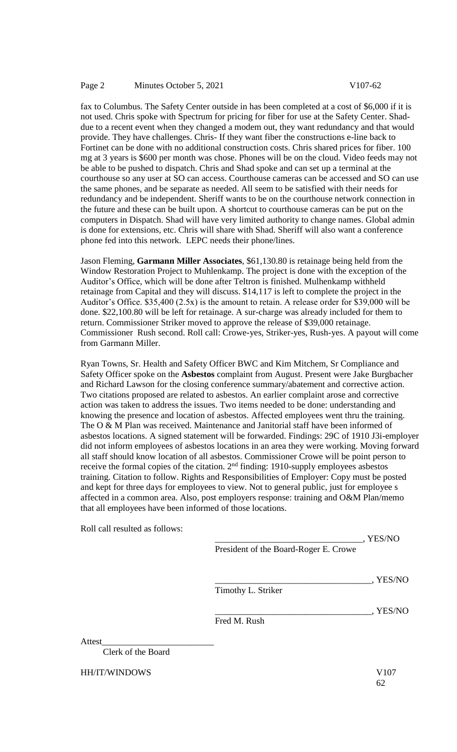fax to Columbus. The Safety Center outside in has been completed at a cost of $6,000 if it is not used. Chris spoke with Spectrum for pricing for fiber for use at the Safety Center. Shad- due to a recent event when they changed a modem out, they want redundancy and that would provide. They have challenges. Chris- If they want fiber the constructions e-line back to Fortinet can be done with no additional construction costs. Chris shared prices for fiber. 100 mg at 3 years is $600 per month was chose. Phones will be on the cloud. Video feeds may not be able to be pushed to dispatch. Chris and Shad spoke and can set up a terminal at the courthouse so any user at SO can access. Courthouse cameras can be accessed and SO can use the same phones, and be separate as needed. All seem to be satisfied with their needs for redundancy and be independent. Sheriff wants to be on the courthouse network connection in the future and these can be built upon. A shortcut to courthouse cameras can be put on the computers in Dispatch. Shad will have very limited authority to change names. Global admin is done for extensions, etc. Chris will share with Shad. Sheriff will also want a conference phone fed into this network. LEPC needs their phone/lines.

Jason Fleming, **Garmann Miller Associates**, $61,130.80 is retainage being held from the Window Restoration Project to Muhlenkamp. The project is done with the exception of the Auditor's Office, which will be done after Teltron is finished. Mulhenkamp withheld retainage from Capital and they will discuss. $14,117 is left to complete the project in the Auditor's Office. $35,400 (2.5x) is the amount to retain. A release order for $39,000 will be done. $22,100.80 will be left for retainage. A sur-charge was already included for them to return. Commissioner Striker moved to approve the release of $39,000 retainage. Commissioner Rush second. Roll call: Crowe-yes, Striker-yes, Rush-yes. A payout will come from Garmann Miller.

Ryan Towns, Sr. Health and Safety Officer BWC and Kim Mitchem, Sr Compliance and Safety Officer spoke on the **Asbestos** complaint from August. Present were Jake Burgbacher and Richard Lawson for the closing conference summary/abatement and corrective action. Two citations proposed are related to asbestos. An earlier complaint arose and corrective action was taken to address the issues. Two items needed to be done: understanding and knowing the presence and location of asbestos. Affected employees went thru the training. The O & M Plan was received. Maintenance and Janitorial staff have been informed of asbestos locations. A signed statement will be forwarded. Findings: 29C of 1910 J3i-employer did not inform employees of asbestos locations in an area they were working. Moving forward all staff should know location of all asbestos. Commissioner Crowe will be point person to receive the formal copies of the citation. 2nd finding: 1910-supply employees asbestos training. Citation to follow. Rights and Responsibilities of Employer: Copy must be posted and kept for three days for employees to view. Not to general public, just for employee s affected in a common area. Also, post employers response: training and O&M Plan/memo that all employees have been informed of those locations.

Roll call resulted as follows:

_________________________________, YES/NO
President of the Board-Roger E. Crowe

_________________________________, YES/NO
Timothy L. Striker

_________________________________, YES/NO
Fred M. Rush

Attest_________________________
Clerk of the Board

HH/IT/WINDOWS